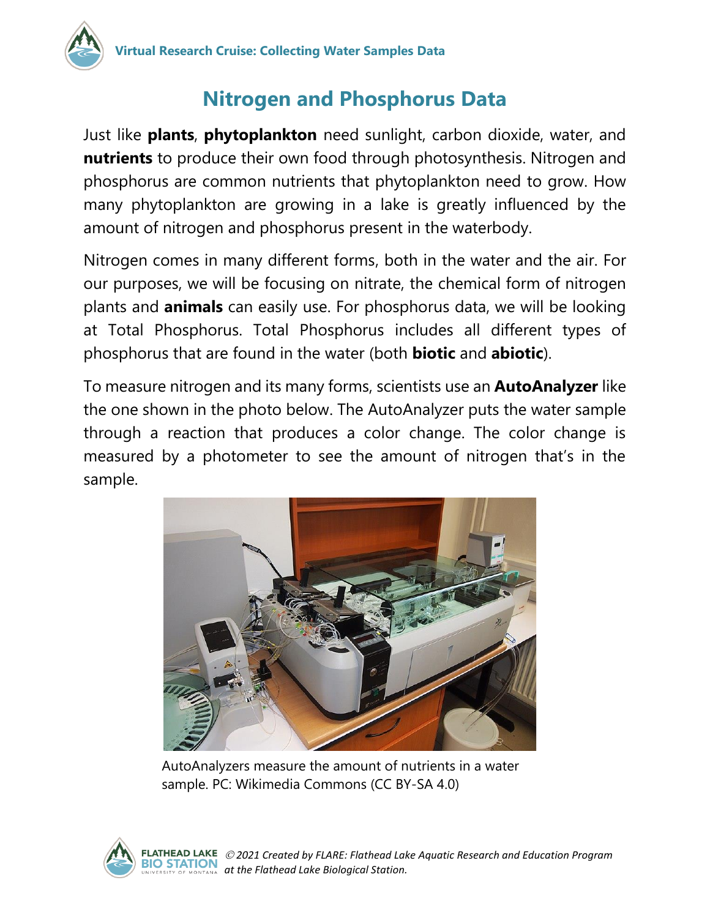# Nitrogen and Phosphorus Data

Just like **plants**, **phytoplankton** need sunlight, carbon dioxide, water, and **nutrients** to produce their own food through photosynthesis. Nitrogen and phosphorus are common nutrients that phytoplankton need to grow. How many phytoplankton are growing in a lake is greatly influenced by the amount of nitrogen and phosphorus present in the waterbody.

Nitrogen comes in many different forms, both in the water and the air. For our purposes, we will be focusing on nitrate, the chemical form of nitrogen plants and **animals** can easily use. For phosphorus data, we will be looking at Total Phosphorus. Total Phosphorus includes all different types of phosphorus that are found in the water (both **biotic** and **abiotic**).

To measure nitrogen and its many forms, scientists use an **AutoAnalyzer** like the one shown in the photo below. The AutoAnalyzer puts the water sample through a reaction that produces a color change. The color change is measured by a photometer to see the amount of nitrogen that's in the sample.

AutoAnalyzers measure the amount of nutrients in a water sample. PC: Wikimedia Commons (CC BY-SA 4.0)

*© 2021 Created by FLARE: Flathead Lake Aquatic Research and Education Program at the Flathead Lake Biological Station.*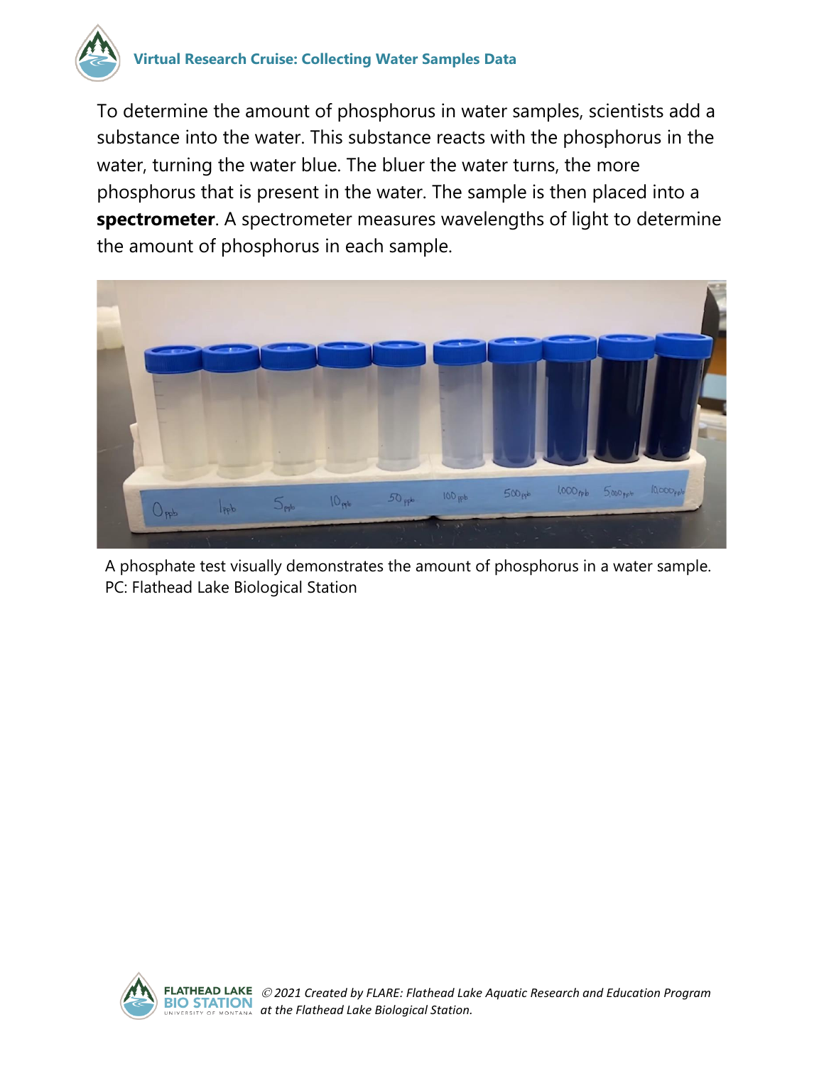To determine the amount of phosphorus in water samples, scientists add a substance into the water. This substance reacts with the phosphorus in the water, turning the water blue. The bluer the water turns, the more phosphorus that is present in the water. The sample is then placed into a **spectrometer**. A spectrometer measures wavelengths of light to determine the amount of phosphorus in each sample.

A phosphate test visually demonstrates the amount of phosphorus in a water sample.
PC: Flathead Lake Biological Station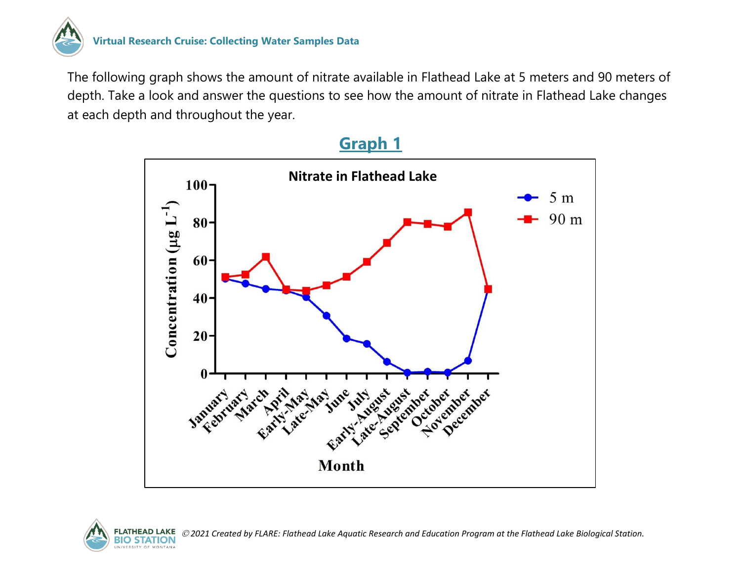The following graph shows the amount of nitrate available in Flathead Lake at 5 meters and 90 meters of depth. Take a look and answer the questions to see how the amount of nitrate in Flathead Lake changes at each depth and throughout the year.

## Graph 1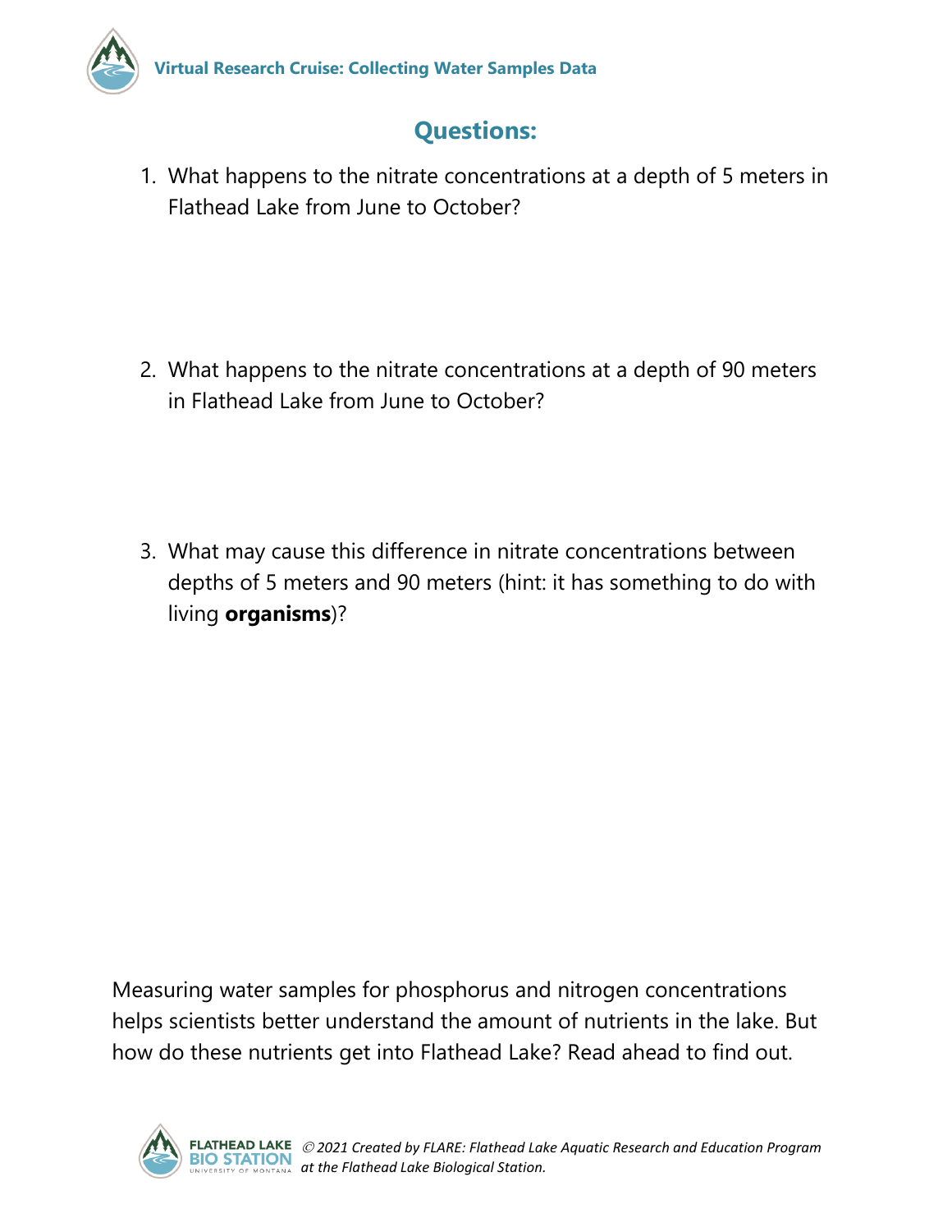## Questions:

1. What happens to the nitrate concentrations at a depth of 5 meters in Flathead Lake from June to October?

2. What happens to the nitrate concentrations at a depth of 90 meters in Flathead Lake from June to October?

3. What may cause this difference in nitrate concentrations between depths of 5 meters and 90 meters (hint: it has something to do with living **organisms**)?

Measuring water samples for phosphorus and nitrogen concentrations helps scientists better understand the amount of nutrients in the lake. But how do these nutrients get into Flathead Lake? Read ahead to find out.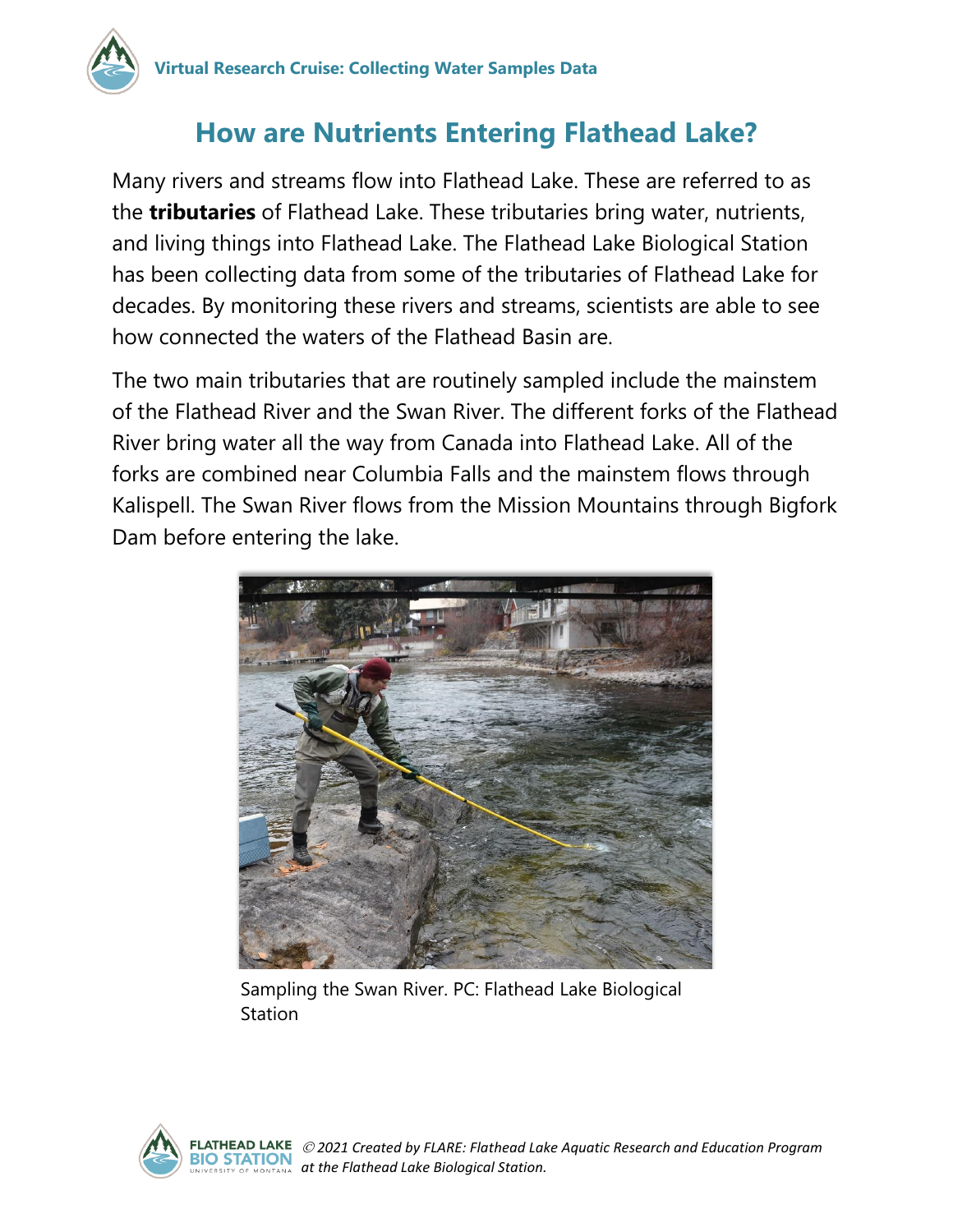# How are Nutrients Entering Flathead Lake?

Many rivers and streams flow into Flathead Lake. These are referred to as the **tributaries** of Flathead Lake. These tributaries bring water, nutrients, and living things into Flathead Lake. The Flathead Lake Biological Station has been collecting data from some of the tributaries of Flathead Lake for decades. By monitoring these rivers and streams, scientists are able to see how connected the waters of the Flathead Basin are.

The two main tributaries that are routinely sampled include the mainstem of the Flathead River and the Swan River. The different forks of the Flathead River bring water all the way from Canada into Flathead Lake. All of the forks are combined near Columbia Falls and the mainstem flows through Kalispell. The Swan River flows from the Mission Mountains through Bigfork Dam before entering the lake.

Sampling the Swan River. PC: Flathead Lake Biological Station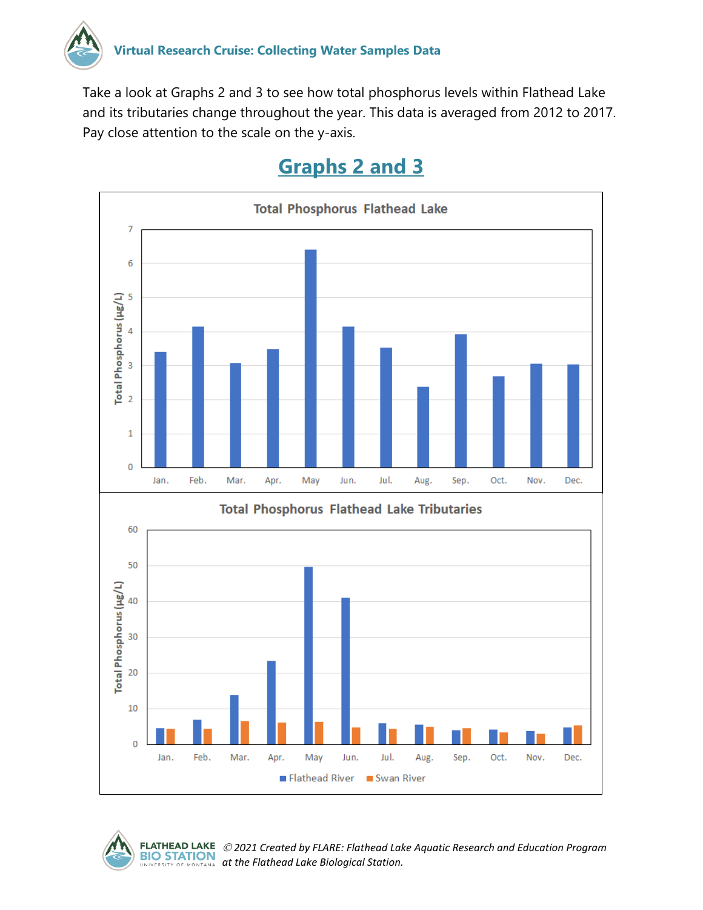Take a look at Graphs 2 and 3 to see how total phosphorus levels within Flathead Lake and its tributaries change throughout the year. This data is averaged from 2012 to 2017. Pay close attention to the scale on the y-axis.

## Graphs 2 and 3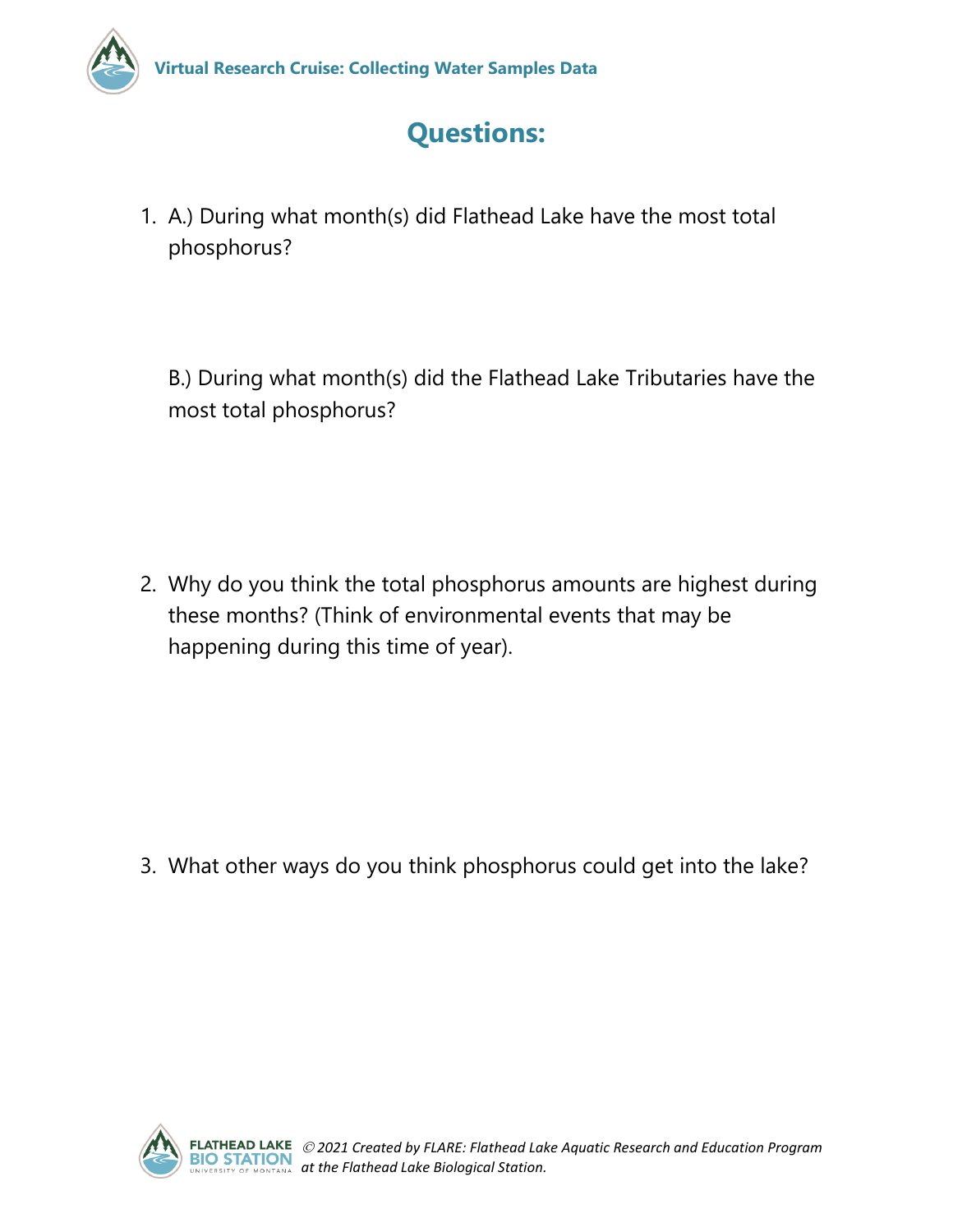# Questions:

1. A.) During what month(s) did Flathead Lake have the most total phosphorus?

   B.) During what month(s) did the Flathead Lake Tributaries have the most total phosphorus?

2. Why do you think the total phosphorus amounts are highest during these months? (Think of environmental events that may be happening during this time of year).

3. What other ways do you think phosphorus could get into the lake?